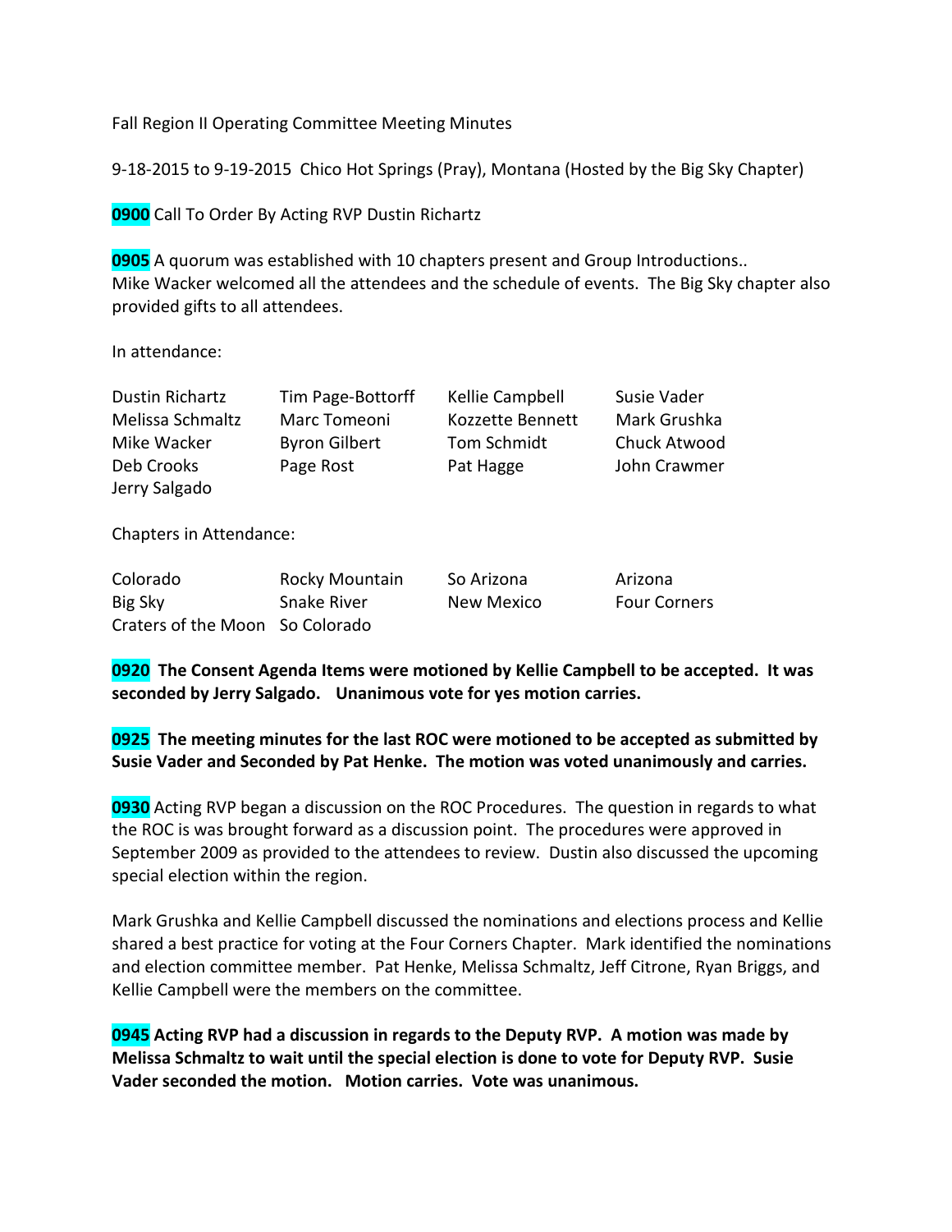Fall Region II Operating Committee Meeting Minutes

9-18-2015 to 9-19-2015  Chico Hot Springs (Pray), Montana (Hosted by the Big Sky Chapter)

**0900** Call To Order By Acting RVP Dustin Richartz

**0905** A quorum was established with 10 chapters present and Group Introductions.. Mike Wacker welcomed all the attendees and the schedule of events.  The Big Sky chapter also provided gifts to all attendees.

In attendance:

| | | | |
|---|---|---|---|
| Dustin Richartz | Tim Page-Bottorff | Kellie Campbell | Susie Vader |
| Melissa Schmaltz | Marc Tomeoni | Kozzette Bennett | Mark Grushka |
| Mike Wacker | Byron Gilbert | Tom Schmidt | Chuck Atwood |
| Deb Crooks | Page Rost | Pat Hagge | John Crawmer |
| Jerry Salgado | | | |

Chapters in Attendance:

| | | | |
|---|---|---|---|
| Colorado | Rocky Mountain | So Arizona | Arizona |
| Big Sky | Snake River | New Mexico | Four Corners |
| Craters of the Moon | So Colorado | | |

**0920  The Consent Agenda Items were motioned by Kellie Campbell to be accepted.  It was seconded by Jerry Salgado.   Unanimous vote for yes motion carries.**

**0925  The meeting minutes for the last ROC were motioned to be accepted as submitted by Susie Vader and Seconded by Pat Henke.  The motion was voted unanimously and carries.**

**0930** Acting RVP began a discussion on the ROC Procedures.  The question in regards to what the ROC is was brought forward as a discussion point.  The procedures were approved in September 2009 as provided to the attendees to review.  Dustin also discussed the upcoming special election within the region.

Mark Grushka and Kellie Campbell discussed the nominations and elections process and Kellie shared a best practice for voting at the Four Corners Chapter.  Mark identified the nominations and election committee member.  Pat Henke, Melissa Schmaltz, Jeff Citrone, Ryan Briggs, and Kellie Campbell were the members on the committee.

**0945 Acting RVP had a discussion in regards to the Deputy RVP.  A motion was made by Melissa Schmaltz to wait until the special election is done to vote for Deputy RVP.  Susie Vader seconded the motion.   Motion carries.  Vote was unanimous.**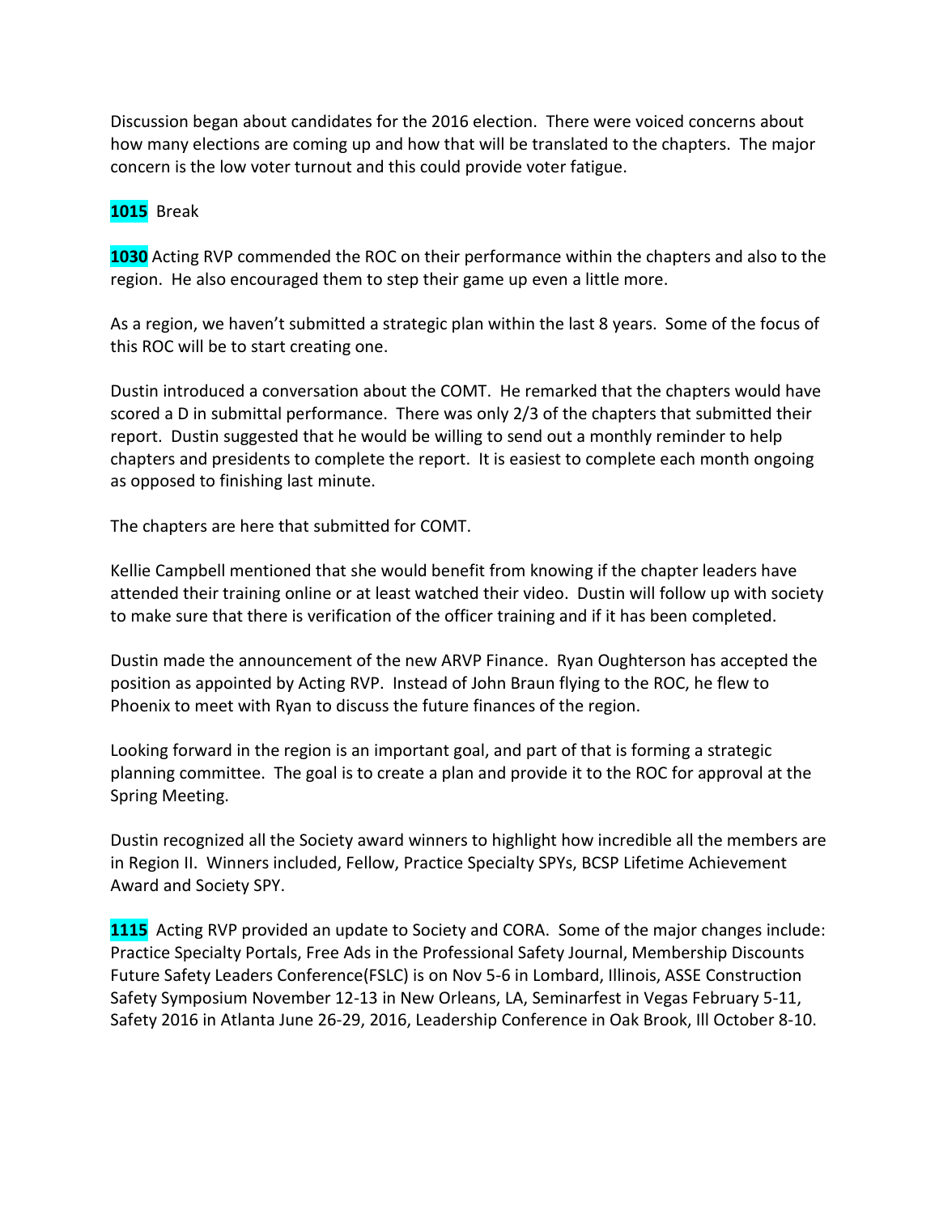Discussion began about candidates for the 2016 election. There were voiced concerns about how many elections are coming up and how that will be translated to the chapters. The major concern is the low voter turnout and this could provide voter fatigue.

**1015** Break

**1030** Acting RVP commended the ROC on their performance within the chapters and also to the region. He also encouraged them to step their game up even a little more.

As a region, we haven't submitted a strategic plan within the last 8 years. Some of the focus of this ROC will be to start creating one.

Dustin introduced a conversation about the COMT. He remarked that the chapters would have scored a D in submittal performance. There was only 2/3 of the chapters that submitted their report. Dustin suggested that he would be willing to send out a monthly reminder to help chapters and presidents to complete the report. It is easiest to complete each month ongoing as opposed to finishing last minute.

The chapters are here that submitted for COMT.

Kellie Campbell mentioned that she would benefit from knowing if the chapter leaders have attended their training online or at least watched their video. Dustin will follow up with society to make sure that there is verification of the officer training and if it has been completed.

Dustin made the announcement of the new ARVP Finance. Ryan Oughterson has accepted the position as appointed by Acting RVP. Instead of John Braun flying to the ROC, he flew to Phoenix to meet with Ryan to discuss the future finances of the region.

Looking forward in the region is an important goal, and part of that is forming a strategic planning committee. The goal is to create a plan and provide it to the ROC for approval at the Spring Meeting.

Dustin recognized all the Society award winners to highlight how incredible all the members are in Region II. Winners included, Fellow, Practice Specialty SPYs, BCSP Lifetime Achievement Award and Society SPY.

**1115** Acting RVP provided an update to Society and CORA. Some of the major changes include: Practice Specialty Portals, Free Ads in the Professional Safety Journal, Membership Discounts Future Safety Leaders Conference(FSLC) is on Nov 5-6 in Lombard, Illinois, ASSE Construction Safety Symposium November 12-13 in New Orleans, LA, Seminarfest in Vegas February 5-11, Safety 2016 in Atlanta June 26-29, 2016, Leadership Conference in Oak Brook, Ill October 8-10.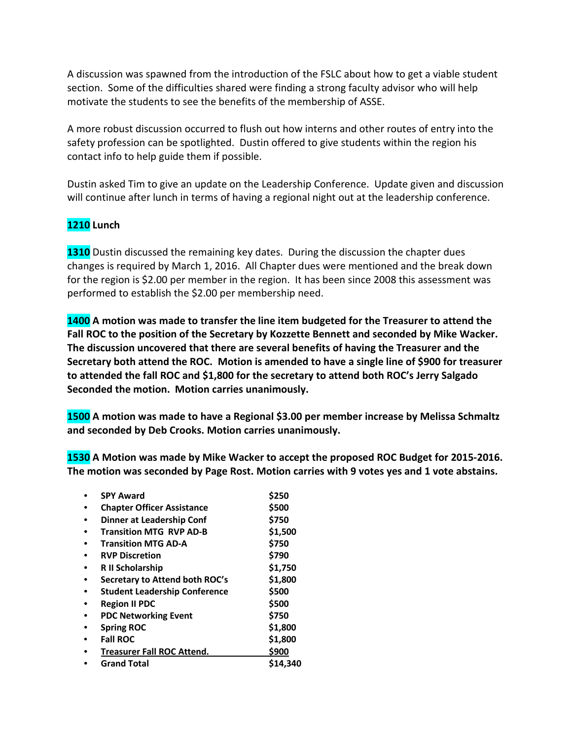A discussion was spawned from the introduction of the FSLC about how to get a viable student section. Some of the difficulties shared were finding a strong faculty advisor who will help motivate the students to see the benefits of the membership of ASSE.

A more robust discussion occurred to flush out how interns and other routes of entry into the safety profession can be spotlighted. Dustin offered to give students within the region his contact info to help guide them if possible.

Dustin asked Tim to give an update on the Leadership Conference. Update given and discussion will continue after lunch in terms of having a regional night out at the leadership conference.

**1210 Lunch**

**1310** Dustin discussed the remaining key dates. During the discussion the chapter dues changes is required by March 1, 2016. All Chapter dues were mentioned and the break down for the region is $2.00 per member in the region. It has been since 2008 this assessment was performed to establish the $2.00 per membership need.

**1400 A motion was made to transfer the line item budgeted for the Treasurer to attend the Fall ROC to the position of the Secretary by Kozzette Bennett and seconded by Mike Wacker. The discussion uncovered that there are several benefits of having the Treasurer and the Secretary both attend the ROC. Motion is amended to have a single line of $900 for treasurer to attended the fall ROC and $1,800 for the secretary to attend both ROC's Jerry Salgado Seconded the motion. Motion carries unanimously.**

**1500 A motion was made to have a Regional $3.00 per member increase by Melissa Schmaltz and seconded by Deb Crooks. Motion carries unanimously.**

**1530 A Motion was made by Mike Wacker to accept the proposed ROC Budget for 2015-2016. The motion was seconded by Page Rost. Motion carries with 9 votes yes and 1 vote abstains.**

- **SPY Award** — **$250**
- **Chapter Officer Assistance** — **$500**
- **Dinner at Leadership Conf** — **$750**
- **Transition MTG RVP AD-B** — **$1,500**
- **Transition MTG AD-A** — **$750**
- **RVP Discretion** — **$790**
- **R II Scholarship** — **$1,750**
- **Secretary to Attend both ROC's** — **$1,800**
- **Student Leadership Conference** — **$500**
- **Region II PDC** — **$500**
- **PDC Networking Event** — **$750**
- **Spring ROC** — **$1,800**
- **Fall ROC** — **$1,800**
- **Treasurer Fall ROC Attend.** — **$900**
- **Grand Total** — **$14,340**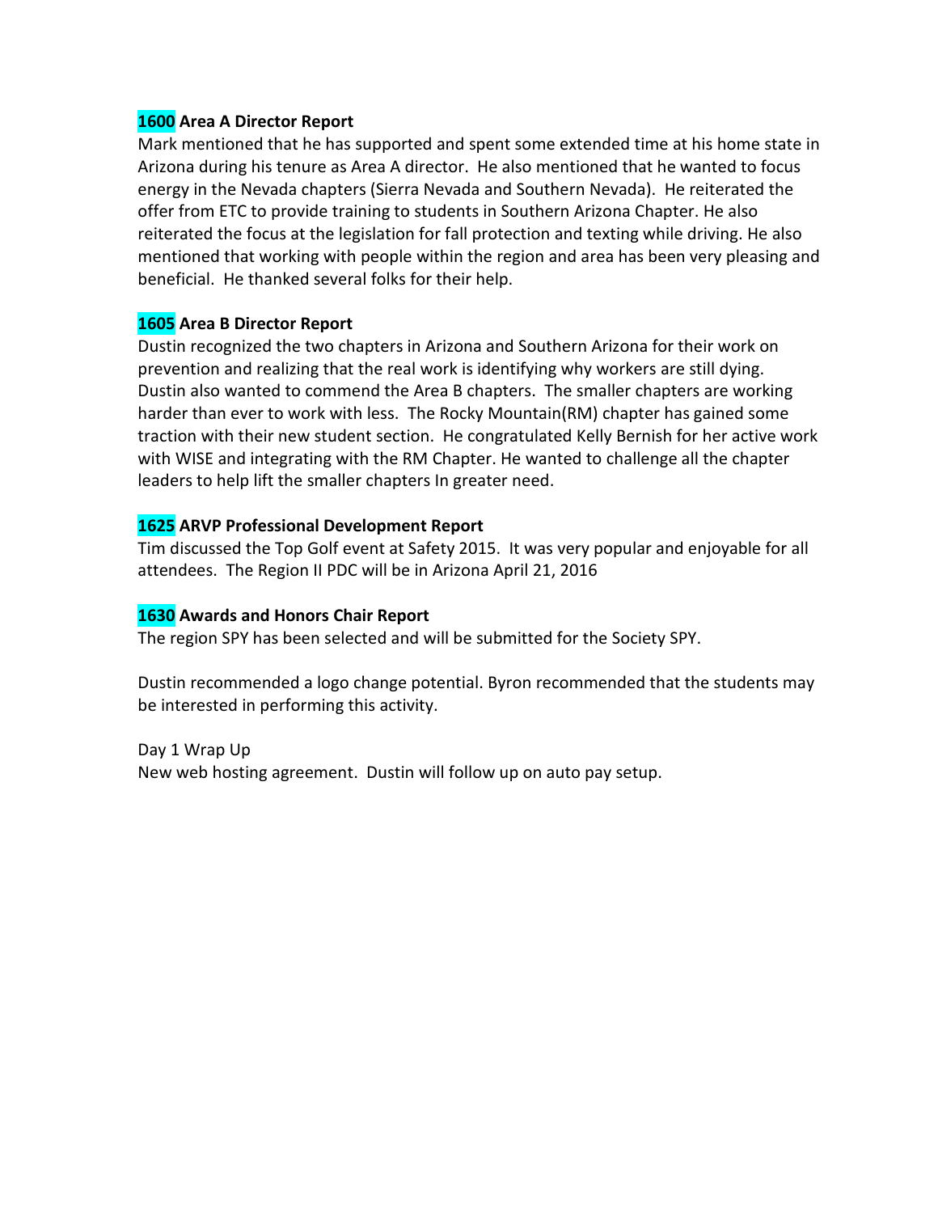**1600 Area A Director Report**

Mark mentioned that he has supported and spent some extended time at his home state in Arizona during his tenure as Area A director. He also mentioned that he wanted to focus energy in the Nevada chapters (Sierra Nevada and Southern Nevada). He reiterated the offer from ETC to provide training to students in Southern Arizona Chapter. He also reiterated the focus at the legislation for fall protection and texting while driving. He also mentioned that working with people within the region and area has been very pleasing and beneficial. He thanked several folks for their help.

**1605 Area B Director Report**

Dustin recognized the two chapters in Arizona and Southern Arizona for their work on prevention and realizing that the real work is identifying why workers are still dying. Dustin also wanted to commend the Area B chapters. The smaller chapters are working harder than ever to work with less. The Rocky Mountain(RM) chapter has gained some traction with their new student section. He congratulated Kelly Bernish for her active work with WISE and integrating with the RM Chapter. He wanted to challenge all the chapter leaders to help lift the smaller chapters In greater need.

**1625 ARVP Professional Development Report**

Tim discussed the Top Golf event at Safety 2015. It was very popular and enjoyable for all attendees. The Region II PDC will be in Arizona April 21, 2016

**1630 Awards and Honors Chair Report**

The region SPY has been selected and will be submitted for the Society SPY.

Dustin recommended a logo change potential. Byron recommended that the students may be interested in performing this activity.

Day 1 Wrap Up

New web hosting agreement. Dustin will follow up on auto pay setup.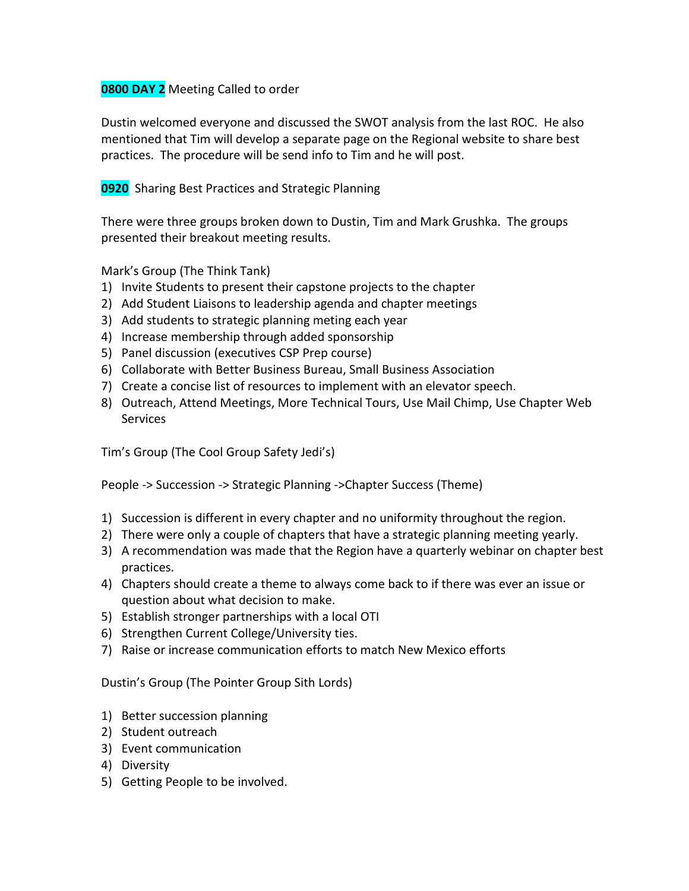**0800 DAY 2** Meeting Called to order

Dustin welcomed everyone and discussed the SWOT analysis from the last ROC. He also mentioned that Tim will develop a separate page on the Regional website to share best practices. The procedure will be send info to Tim and he will post.

**0920** Sharing Best Practices and Strategic Planning

There were three groups broken down to Dustin, Tim and Mark Grushka. The groups presented their breakout meeting results.

Mark's Group (The Think Tank)

1) Invite Students to present their capstone projects to the chapter
2) Add Student Liaisons to leadership agenda and chapter meetings
3) Add students to strategic planning meting each year
4) Increase membership through added sponsorship
5) Panel discussion (executives CSP Prep course)
6) Collaborate with Better Business Bureau, Small Business Association
7) Create a concise list of resources to implement with an elevator speech.
8) Outreach, Attend Meetings, More Technical Tours, Use Mail Chimp, Use Chapter Web Services

Tim's Group (The Cool Group Safety Jedi's)

People -> Succession -> Strategic Planning ->Chapter Success (Theme)

1) Succession is different in every chapter and no uniformity throughout the region.
2) There were only a couple of chapters that have a strategic planning meeting yearly.
3) A recommendation was made that the Region have a quarterly webinar on chapter best practices.
4) Chapters should create a theme to always come back to if there was ever an issue or question about what decision to make.
5) Establish stronger partnerships with a local OTI
6) Strengthen Current College/University ties.
7) Raise or increase communication efforts to match New Mexico efforts

Dustin's Group (The Pointer Group Sith Lords)

1) Better succession planning
2) Student outreach
3) Event communication
4) Diversity
5) Getting People to be involved.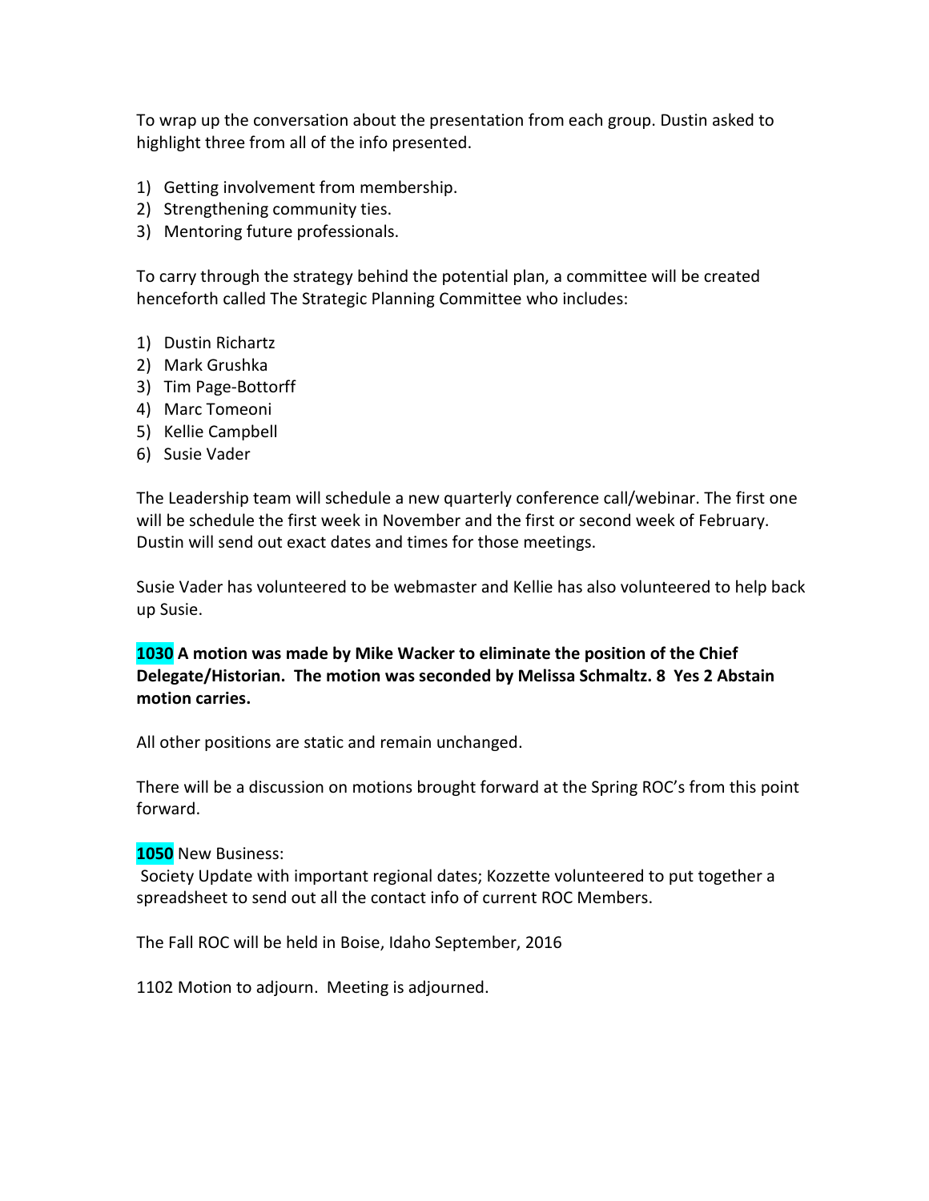To wrap up the conversation about the presentation from each group. Dustin asked to highlight three from all of the info presented.

1) Getting involvement from membership.
2) Strengthening community ties.
3) Mentoring future professionals.

To carry through the strategy behind the potential plan, a committee will be created henceforth called The Strategic Planning Committee who includes:

1) Dustin Richartz
2) Mark Grushka
3) Tim Page-Bottorff
4) Marc Tomeoni
5) Kellie Campbell
6) Susie Vader

The Leadership team will schedule a new quarterly conference call/webinar. The first one will be schedule the first week in November and the first or second week of February. Dustin will send out exact dates and times for those meetings.

Susie Vader has volunteered to be webmaster and Kellie has also volunteered to help back up Susie.

**1030 A motion was made by Mike Wacker to eliminate the position of the Chief Delegate/Historian. The motion was seconded by Melissa Schmaltz. 8 Yes 2 Abstain motion carries.**

All other positions are static and remain unchanged.

There will be a discussion on motions brought forward at the Spring ROC's from this point forward.

**1050** New Business:
Society Update with important regional dates; Kozzette volunteered to put together a spreadsheet to send out all the contact info of current ROC Members.

The Fall ROC will be held in Boise, Idaho September, 2016

1102 Motion to adjourn. Meeting is adjourned.